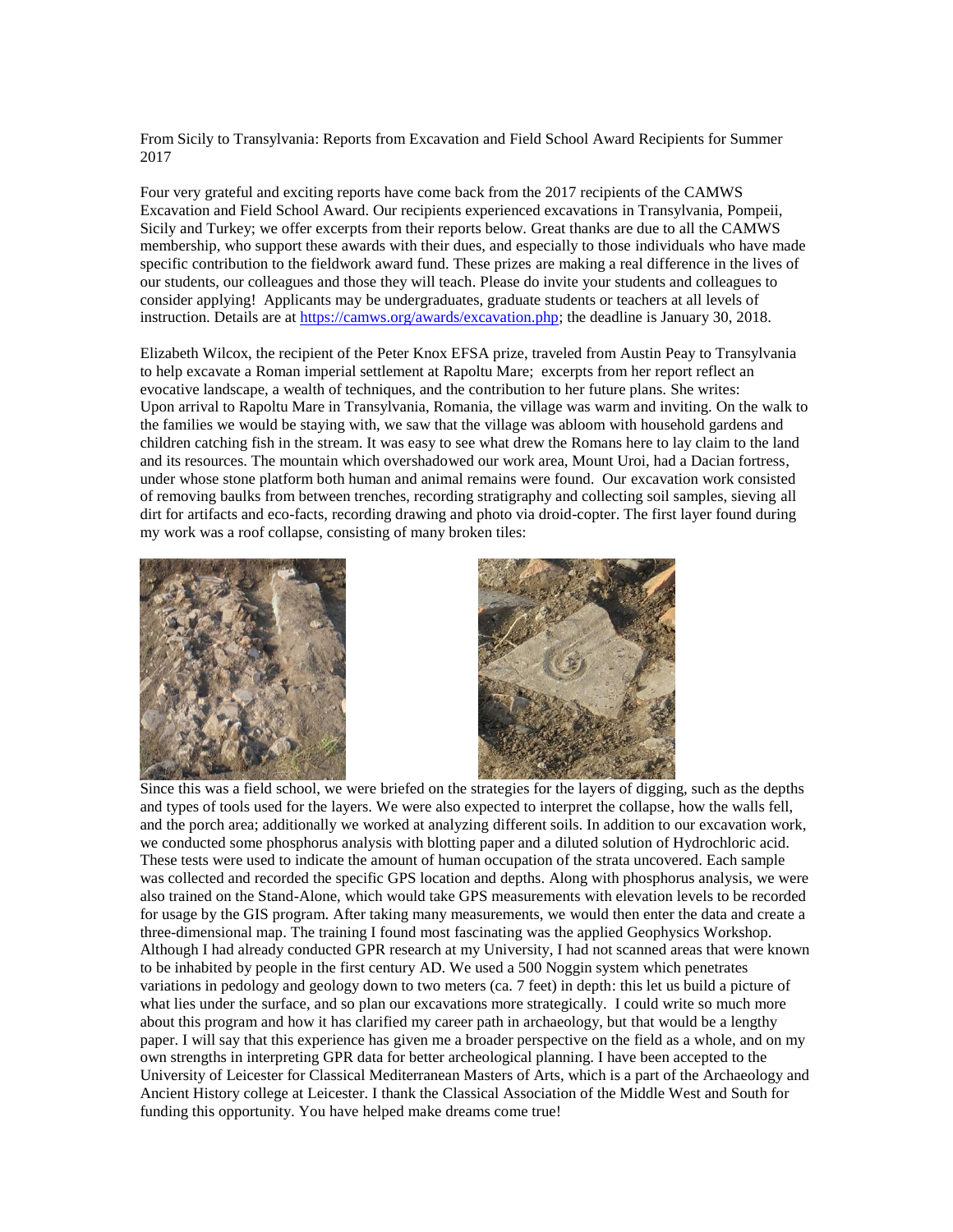From Sicily to Transylvania: Reports from Excavation and Field School Award Recipients for Summer 2017

Four very grateful and exciting reports have come back from the 2017 recipients of the CAMWS Excavation and Field School Award. Our recipients experienced excavations in Transylvania, Pompeii, Sicily and Turkey; we offer excerpts from their reports below. Great thanks are due to all the CAMWS membership, who support these awards with their dues, and especially to those individuals who have made specific contribution to the fieldwork award fund. These prizes are making a real difference in the lives of our students, our colleagues and those they will teach. Please do invite your students and colleagues to consider applying! Applicants may be undergraduates, graduate students or teachers at all levels of instruction. Details are at https://camws.org/awards/excavation.php; the deadline is January 30, 2018.

Elizabeth Wilcox, the recipient of the Peter Knox EFSA prize, traveled from Austin Peay to Transylvania to help excavate a Roman imperial settlement at Rapoltu Mare; excerpts from her report reflect an evocative landscape, a wealth of techniques, and the contribution to her future plans. She writes:
Upon arrival to Rapoltu Mare in Transylvania, Romania, the village was warm and inviting. On the walk to the families we would be staying with, we saw that the village was abloom with household gardens and children catching fish in the stream. It was easy to see what drew the Romans here to lay claim to the land and its resources. The mountain which overshadowed our work area, Mount Uroi, had a Dacian fortress, under whose stone platform both human and animal remains were found. Our excavation work consisted of removing baulks from between trenches, recording stratigraphy and collecting soil samples, sieving all dirt for artifacts and eco-facts, recording drawing and photo via droid-copter. The first layer found during my work was a roof collapse, consisting of many broken tiles:

Since this was a field school, we were briefed on the strategies for the layers of digging, such as the depths and types of tools used for the layers. We were also expected to interpret the collapse, how the walls fell, and the porch area; additionally we worked at analyzing different soils. In addition to our excavation work, we conducted some phosphorus analysis with blotting paper and a diluted solution of Hydrochloric acid. These tests were used to indicate the amount of human occupation of the strata uncovered. Each sample was collected and recorded the specific GPS location and depths. Along with phosphorus analysis, we were also trained on the Stand-Alone, which would take GPS measurements with elevation levels to be recorded for usage by the GIS program. After taking many measurements, we would then enter the data and create a three-dimensional map. The training I found most fascinating was the applied Geophysics Workshop. Although I had already conducted GPR research at my University, I had not scanned areas that were known to be inhabited by people in the first century AD. We used a 500 Noggin system which penetrates variations in pedology and geology down to two meters (ca. 7 feet) in depth: this let us build a picture of what lies under the surface, and so plan our excavations more strategically. I could write so much more about this program and how it has clarified my career path in archaeology, but that would be a lengthy paper. I will say that this experience has given me a broader perspective on the field as a whole, and on my own strengths in interpreting GPR data for better archeological planning. I have been accepted to the University of Leicester for Classical Mediterranean Masters of Arts, which is a part of the Archaeology and Ancient History college at Leicester. I thank the Classical Association of the Middle West and South for funding this opportunity. You have helped make dreams come true!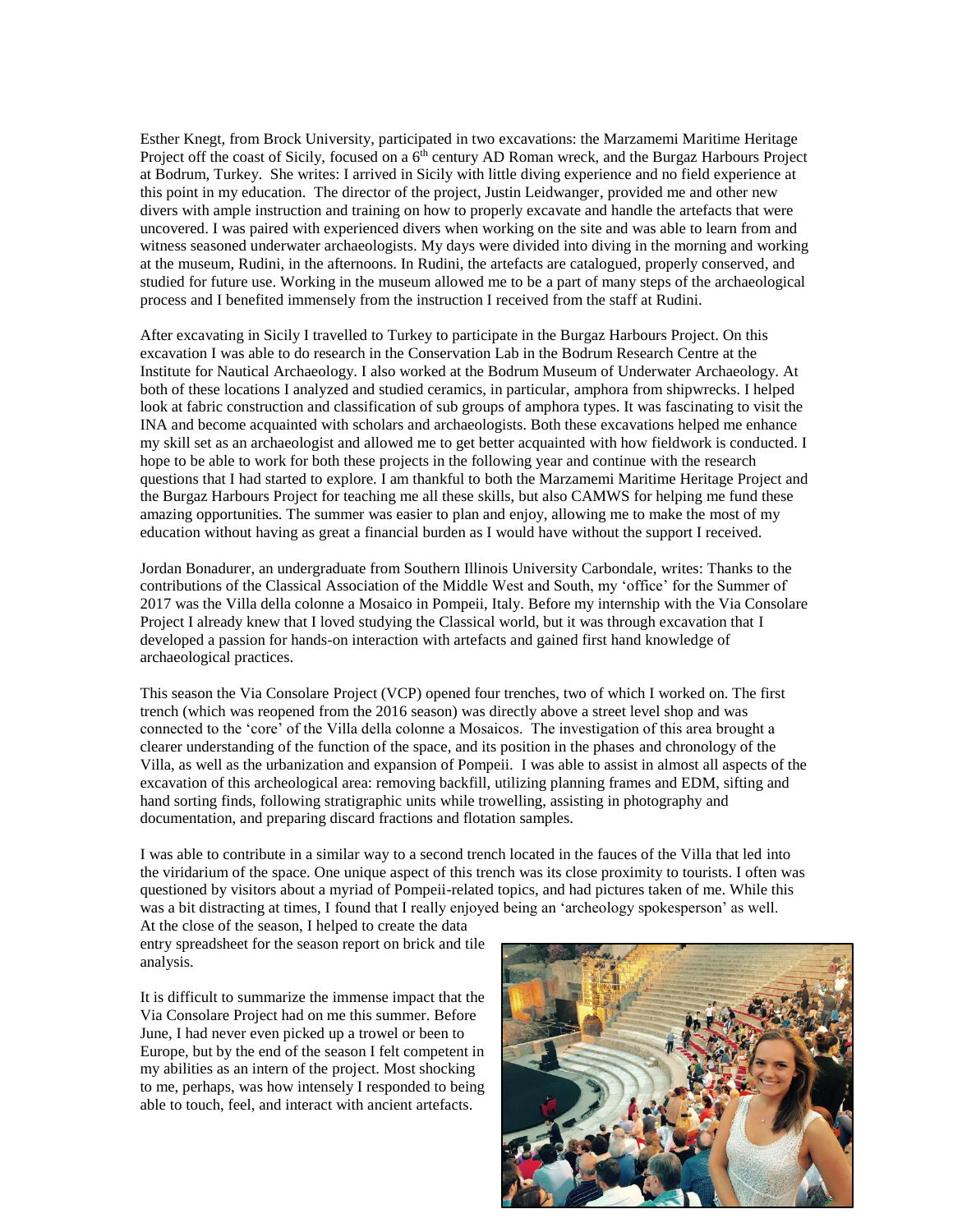Esther Knegt, from Brock University, participated in two excavations: the Marzamemi Maritime Heritage Project off the coast of Sicily, focused on a 6th century AD Roman wreck, and the Burgaz Harbours Project at Bodrum, Turkey. She writes: I arrived in Sicily with little diving experience and no field experience at this point in my education. The director of the project, Justin Leidwanger, provided me and other new divers with ample instruction and training on how to properly excavate and handle the artefacts that were uncovered. I was paired with experienced divers when working on the site and was able to learn from and witness seasoned underwater archaeologists. My days were divided into diving in the morning and working at the museum, Rudini, in the afternoons. In Rudini, the artefacts are catalogued, properly conserved, and studied for future use. Working in the museum allowed me to be a part of many steps of the archaeological process and I benefited immensely from the instruction I received from the staff at Rudini.

After excavating in Sicily I travelled to Turkey to participate in the Burgaz Harbours Project. On this excavation I was able to do research in the Conservation Lab in the Bodrum Research Centre at the Institute for Nautical Archaeology. I also worked at the Bodrum Museum of Underwater Archaeology. At both of these locations I analyzed and studied ceramics, in particular, amphora from shipwrecks. I helped look at fabric construction and classification of sub groups of amphora types. It was fascinating to visit the INA and become acquainted with scholars and archaeologists. Both these excavations helped me enhance my skill set as an archaeologist and allowed me to get better acquainted with how fieldwork is conducted. I hope to be able to work for both these projects in the following year and continue with the research questions that I had started to explore. I am thankful to both the Marzamemi Maritime Heritage Project and the Burgaz Harbours Project for teaching me all these skills, but also CAMWS for helping me fund these amazing opportunities. The summer was easier to plan and enjoy, allowing me to make the most of my education without having as great a financial burden as I would have without the support I received.

Jordan Bonadurer, an undergraduate from Southern Illinois University Carbondale, writes: Thanks to the contributions of the Classical Association of the Middle West and South, my 'office' for the Summer of 2017 was the Villa della colonne a Mosaico in Pompeii, Italy. Before my internship with the Via Consolare Project I already knew that I loved studying the Classical world, but it was through excavation that I developed a passion for hands-on interaction with artefacts and gained first hand knowledge of archaeological practices.

This season the Via Consolare Project (VCP) opened four trenches, two of which I worked on. The first trench (which was reopened from the 2016 season) was directly above a street level shop and was connected to the 'core' of the Villa della colonne a Mosaicos. The investigation of this area brought a clearer understanding of the function of the space, and its position in the phases and chronology of the Villa, as well as the urbanization and expansion of Pompeii. I was able to assist in almost all aspects of the excavation of this archeological area: removing backfill, utilizing planning frames and EDM, sifting and hand sorting finds, following stratigraphic units while trowelling, assisting in photography and documentation, and preparing discard fractions and flotation samples.

I was able to contribute in a similar way to a second trench located in the fauces of the Villa that led into the viridarium of the space. One unique aspect of this trench was its close proximity to tourists. I often was questioned by visitors about a myriad of Pompeii-related topics, and had pictures taken of me. While this was a bit distracting at times, I found that I really enjoyed being an 'archeology spokesperson' as well. At the close of the season, I helped to create the data entry spreadsheet for the season report on brick and tile analysis.

It is difficult to summarize the immense impact that the Via Consolare Project had on me this summer. Before June, I had never even picked up a trowel or been to Europe, but by the end of the season I felt competent in my abilities as an intern of the project. Most shocking to me, perhaps, was how intensely I responded to being able to touch, feel, and interact with ancient artefacts.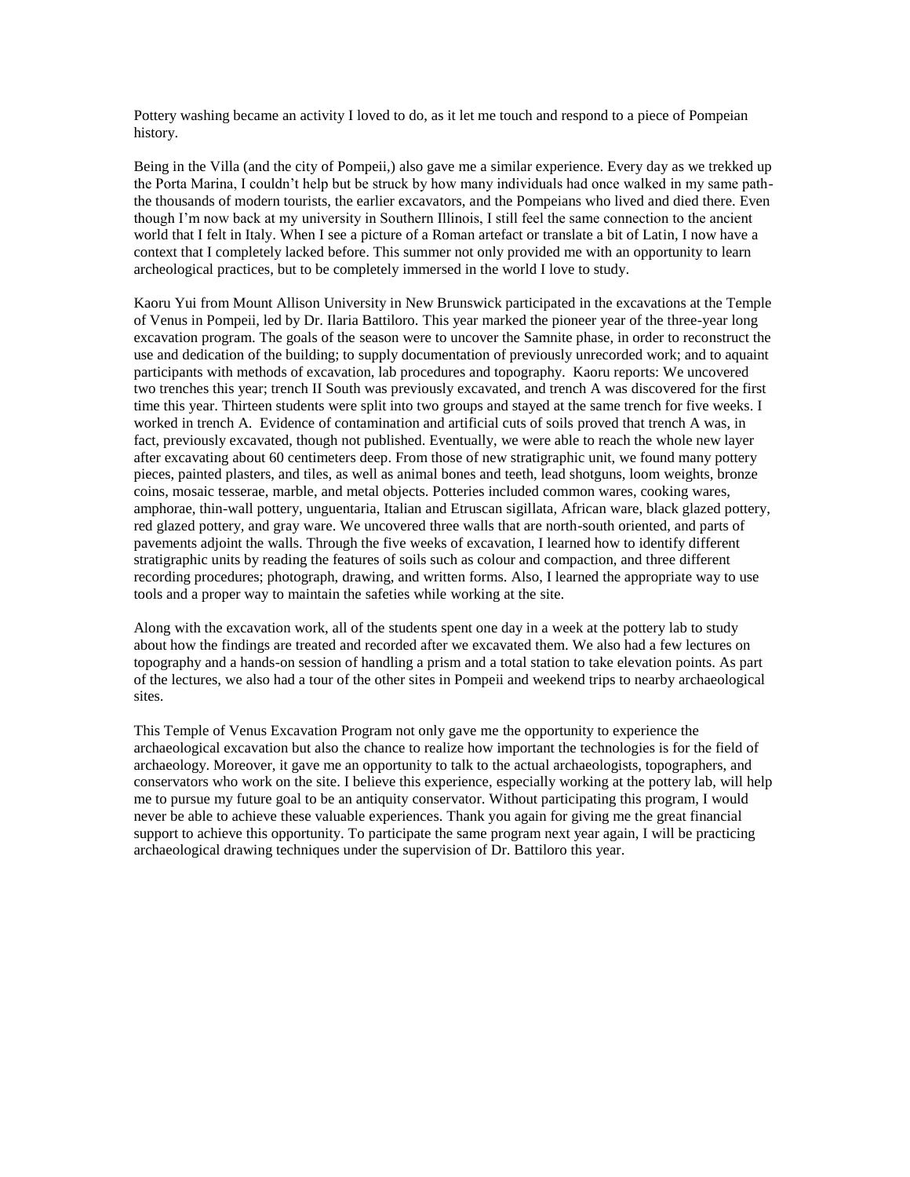Pottery washing became an activity I loved to do, as it let me touch and respond to a piece of Pompeian history.

Being in the Villa (and the city of Pompeii,) also gave me a similar experience. Every day as we trekked up the Porta Marina, I couldn't help but be struck by how many individuals had once walked in my same path- the thousands of modern tourists, the earlier excavators, and the Pompeians who lived and died there. Even though I'm now back at my university in Southern Illinois, I still feel the same connection to the ancient world that I felt in Italy. When I see a picture of a Roman artefact or translate a bit of Latin, I now have a context that I completely lacked before. This summer not only provided me with an opportunity to learn archeological practices, but to be completely immersed in the world I love to study.

Kaoru Yui from Mount Allison University in New Brunswick participated in the excavations at the Temple of Venus in Pompeii, led by Dr. Ilaria Battiloro. This year marked the pioneer year of the three-year long excavation program. The goals of the season were to uncover the Samnite phase, in order to reconstruct the use and dedication of the building; to supply documentation of previously unrecorded work; and to aquaint participants with methods of excavation, lab procedures and topography. Kaoru reports: We uncovered two trenches this year; trench II South was previously excavated, and trench A was discovered for the first time this year. Thirteen students were split into two groups and stayed at the same trench for five weeks. I worked in trench A. Evidence of contamination and artificial cuts of soils proved that trench A was, in fact, previously excavated, though not published. Eventually, we were able to reach the whole new layer after excavating about 60 centimeters deep. From those of new stratigraphic unit, we found many pottery pieces, painted plasters, and tiles, as well as animal bones and teeth, lead shotguns, loom weights, bronze coins, mosaic tesserae, marble, and metal objects. Potteries included common wares, cooking wares, amphorae, thin-wall pottery, unguentaria, Italian and Etruscan sigillata, African ware, black glazed pottery, red glazed pottery, and gray ware. We uncovered three walls that are north-south oriented, and parts of pavements adjoint the walls. Through the five weeks of excavation, I learned how to identify different stratigraphic units by reading the features of soils such as colour and compaction, and three different recording procedures; photograph, drawing, and written forms. Also, I learned the appropriate way to use tools and a proper way to maintain the safeties while working at the site.

Along with the excavation work, all of the students spent one day in a week at the pottery lab to study about how the findings are treated and recorded after we excavated them. We also had a few lectures on topography and a hands-on session of handling a prism and a total station to take elevation points. As part of the lectures, we also had a tour of the other sites in Pompeii and weekend trips to nearby archaeological sites.

This Temple of Venus Excavation Program not only gave me the opportunity to experience the archaeological excavation but also the chance to realize how important the technologies is for the field of archaeology. Moreover, it gave me an opportunity to talk to the actual archaeologists, topographers, and conservators who work on the site. I believe this experience, especially working at the pottery lab, will help me to pursue my future goal to be an antiquity conservator. Without participating this program, I would never be able to achieve these valuable experiences. Thank you again for giving me the great financial support to achieve this opportunity. To participate the same program next year again, I will be practicing archaeological drawing techniques under the supervision of Dr. Battiloro this year.